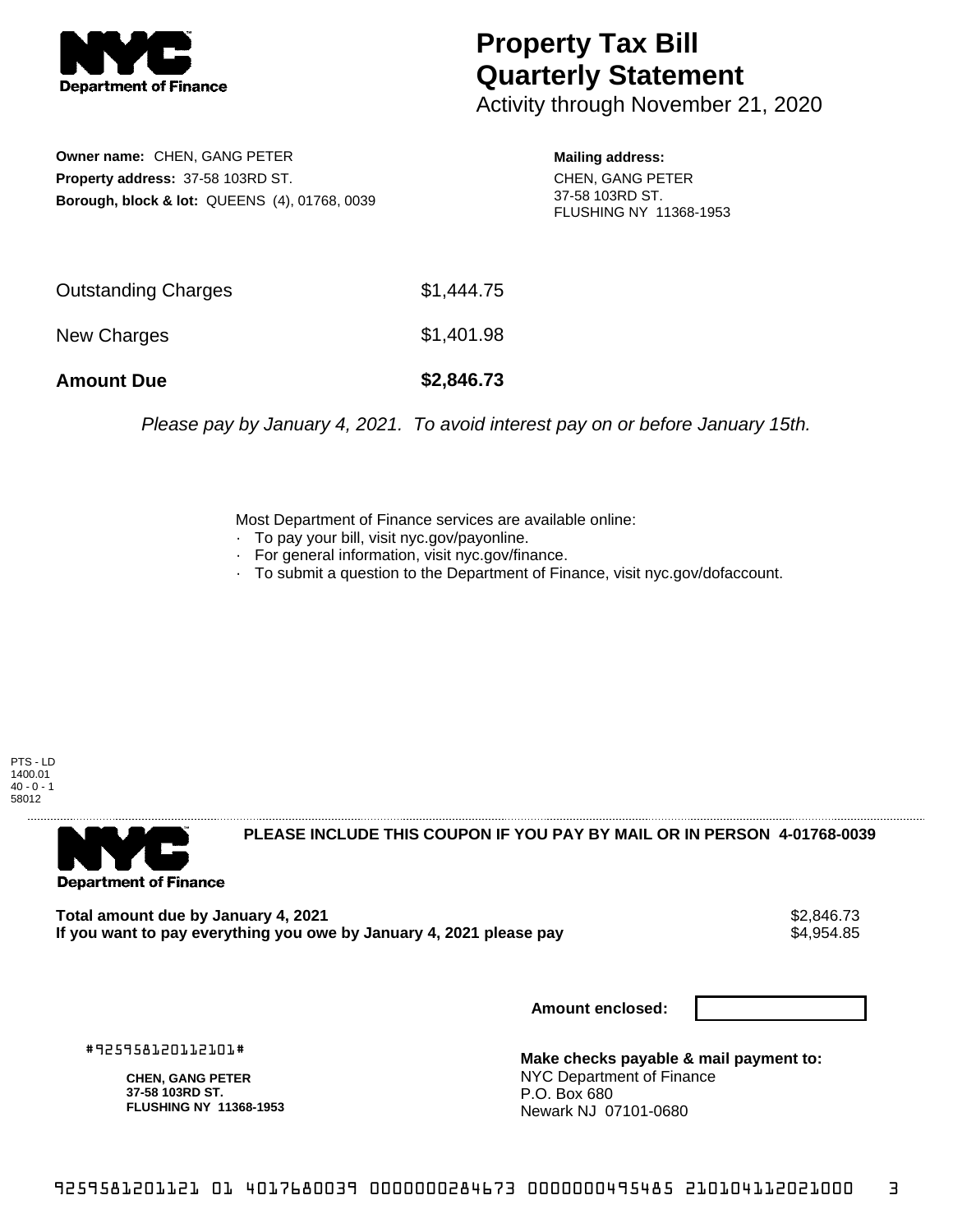# Property Tax Bill Quarterly Statement

Activity through November 21, 2020

**Owner name:** CHEN, GANG PETER
**Property address:** 37-58 103RD ST.
**Borough, block & lot:** QUEENS (4), 01768, 0039

**Mailing address:**
CHEN, GANG PETER
37-58 103RD ST.
FLUSHING NY 11368-1953

| | |
|---|---|
| Outstanding Charges | $1,444.75 |
| New Charges | $1,401.98 |
| **Amount Due** | **$2,846.73** |

*Please pay by January 4, 2021. To avoid interest pay on or before January 15th.*

Most Department of Finance services are available online:
- To pay your bill, visit nyc.gov/payonline.
- For general information, visit nyc.gov/finance.
- To submit a question to the Department of Finance, visit nyc.gov/dofaccount.

PTS - LD
1400.01
40 - 0 - 1
58012

**PLEASE INCLUDE THIS COUPON IF YOU PAY BY MAIL OR IN PERSON 4-01768-0039**

| | |
|---|---|
| **Total amount due by January 4, 2021** | $2,846.73 |
| **If you want to pay everything you owe by January 4, 2021 please pay** | $4,954.85 |

**Amount enclosed:**

#925958120112101#

**CHEN, GANG PETER**
**37-58 103RD ST.**
**FLUSHING NY 11368-1953**

**Make checks payable & mail payment to:**
NYC Department of Finance
P.O. Box 680
Newark NJ 07101-0680

9259581201121 01 4017680039 0000000284673 0000000495485 210104112021000 3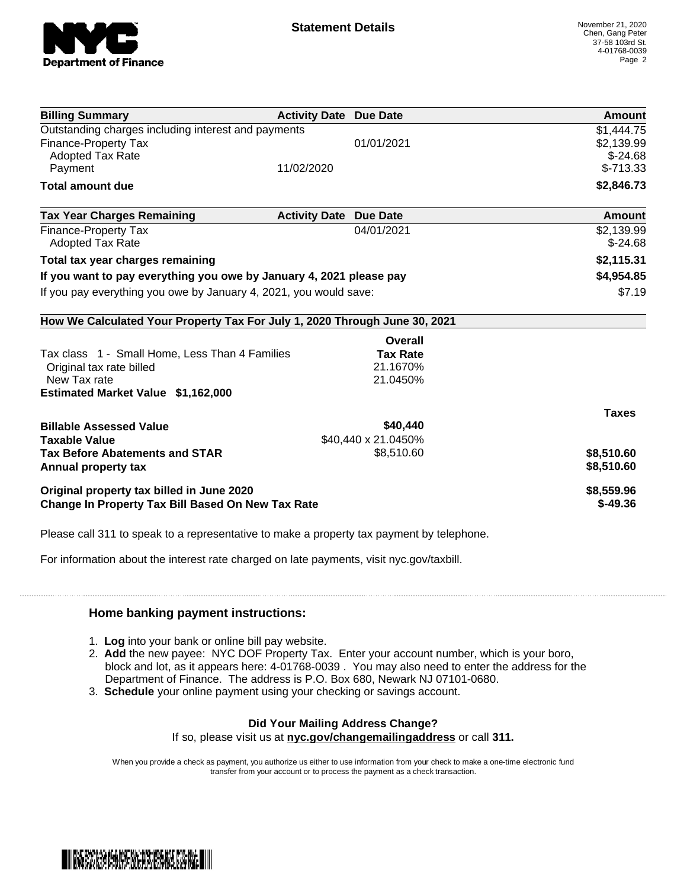**Department of Finance**

## Statement Details

November 21, 2020
Chen, Gang Peter
37-58 103rd St.
4-01768-0039

| Billing Summary | Activity Date | Due Date | Amount |
|---|---|---|---|
| Outstanding charges including interest and payments | | | $1,444.75 |
| Finance-Property Tax | | 01/01/2021 | $2,139.99 |
| Adopted Tax Rate | | | $-24.68 |
| Payment | 11/02/2020 | | $-713.33 |
| **Total amount due** | | | **$2,846.73** |

| Tax Year Charges Remaining | Activity Date | Due Date | Amount |
|---|---|---|---|
| Finance-Property Tax | | 04/01/2021 | $2,139.99 |
| Adopted Tax Rate | | | $-24.68 |
| **Total tax year charges remaining** | | | **$2,115.31** |
| **If you want to pay everything you owe by January 4, 2021 please pay** | | | **$4,954.85** |
| If you pay everything you owe by January 4, 2021, you would save: | | | $7.19 |

### How We Calculated Your Property Tax For July 1, 2020 Through June 30, 2021

| | Overall Tax Rate | |
|---|---|---|
| Tax class 1 - Small Home, Less Than 4 Families | | |
| Original tax rate billed | 21.1670% | |
| New Tax rate | 21.0450% | |
| **Estimated Market Value $1,162,000** | | |

| | | Taxes |
|---|---|---|
| **Billable Assessed Value** | $40,440 | |
| **Taxable Value** | $40,440 x 21.0450% | |
| **Tax Before Abatements and STAR** | $8,510.60 | **$8,510.60** |
| **Annual property tax** | | **$8,510.60** |
| **Original property tax billed in June 2020** | | **$8,559.96** |
| **Change In Property Tax Bill Based On New Tax Rate** | | **$-49.36** |

Please call 311 to speak to a representative to make a property tax payment by telephone.

For information about the interest rate charged on late payments, visit nyc.gov/taxbill.

### Home banking payment instructions:

1. **Log** into your bank or online bill pay website.
2. **Add** the new payee: NYC DOF Property Tax. Enter your account number, which is your boro, block and lot, as it appears here: 4-01768-0039 . You may also need to enter the address for the Department of Finance. The address is P.O. Box 680, Newark NJ 07101-0680.
3. **Schedule** your online payment using your checking or savings account.

**Did Your Mailing Address Change?**
If so, please visit us at **nyc.gov/changemailingaddress** or call **311.**

When you provide a check as payment, you authorize us either to use information from your check to make a one-time electronic fund transfer from your account or to process the payment as a check transaction.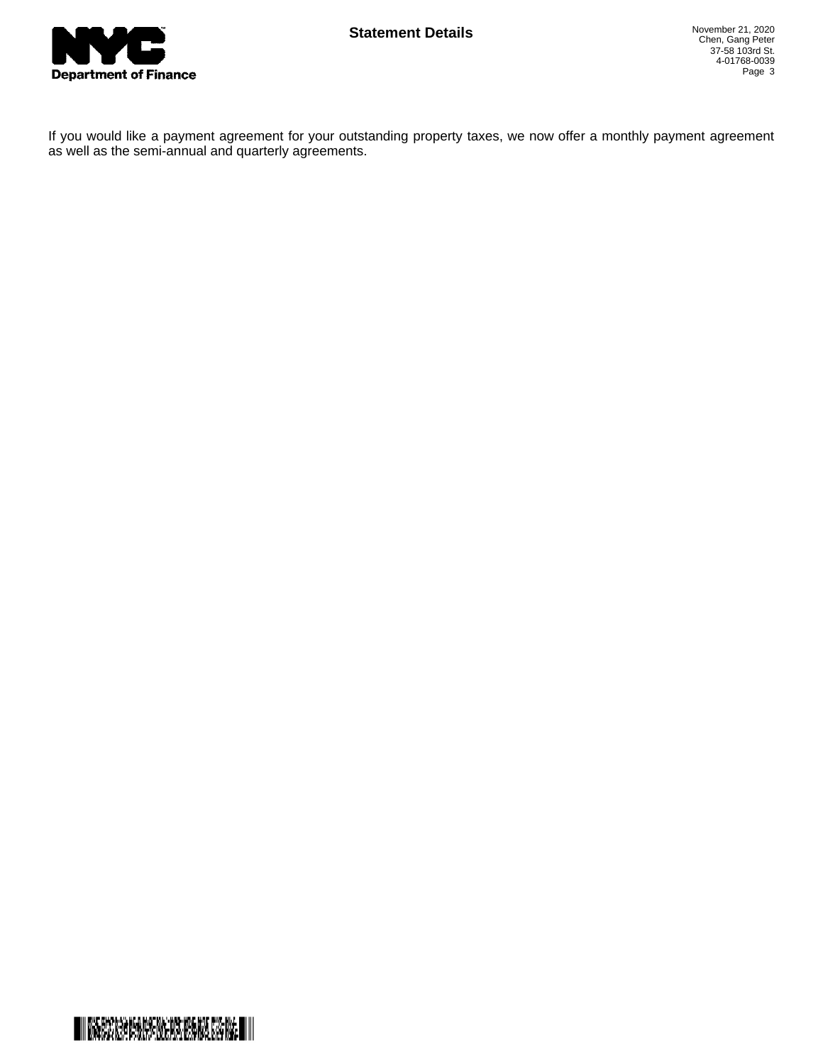If you would like a payment agreement for your outstanding property taxes, we now offer a monthly payment agreement as well as the semi-annual and quarterly agreements.